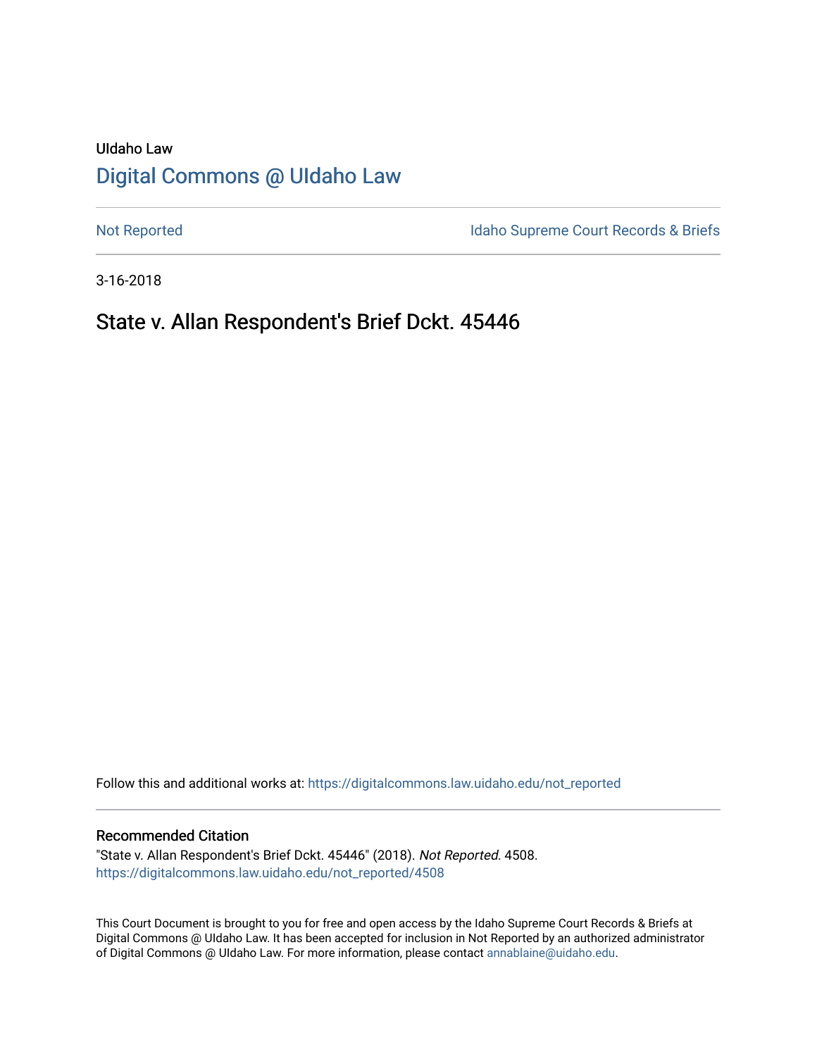UIdaho Law

# Digital Commons @ UIdaho Law

Not Reported

Idaho Supreme Court Records & Briefs

3-16-2018

## State v. Allan Respondent's Brief Dckt. 45446

Follow this and additional works at: https://digitalcommons.law.uidaho.edu/not_reported

### Recommended Citation

"State v. Allan Respondent's Brief Dckt. 45446" (2018). *Not Reported*. 4508.
https://digitalcommons.law.uidaho.edu/not_reported/4508

This Court Document is brought to you for free and open access by the Idaho Supreme Court Records & Briefs at Digital Commons @ UIdaho Law. It has been accepted for inclusion in Not Reported by an authorized administrator of Digital Commons @ UIdaho Law. For more information, please contact annablaine@uidaho.edu.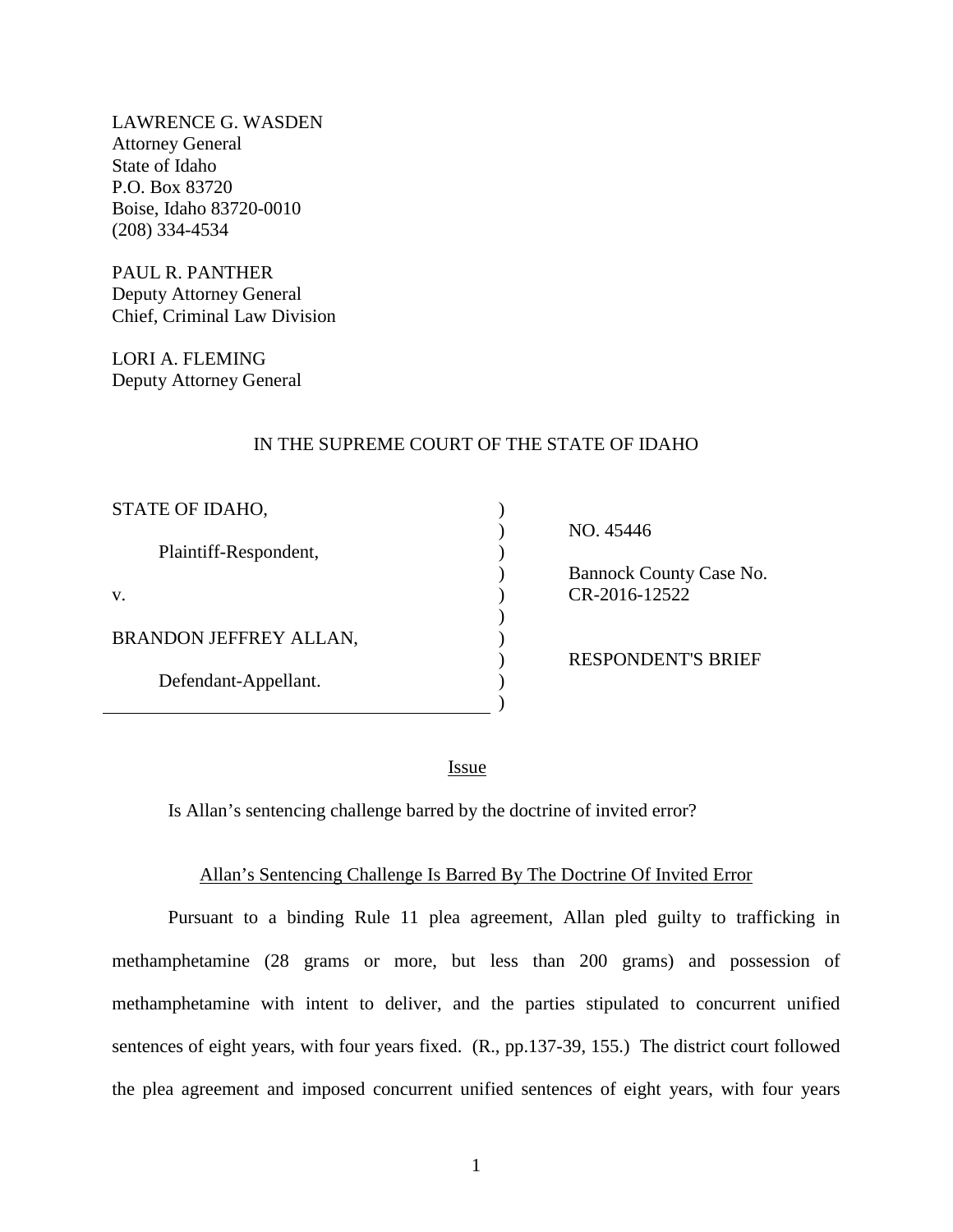LAWRENCE G. WASDEN
Attorney General
State of Idaho
P.O. Box 83720
Boise, Idaho 83720-0010
(208) 334-4534

PAUL R. PANTHER
Deputy Attorney General
Chief, Criminal Law Division

LORI A. FLEMING
Deputy Attorney General

IN THE SUPREME COURT OF THE STATE OF IDAHO

| | | |
|---|---|---|
| STATE OF IDAHO, | ) | NO. 45446 |
| Plaintiff-Respondent, | ) | |
| | ) | Bannock County Case No. |
| v. | ) | CR-2016-12522 |
| | ) | |
| BRANDON JEFFREY ALLAN, | ) | |
| | ) | RESPONDENT'S BRIEF |
| Defendant-Appellant. | ) | |

## Issue

Is Allan's sentencing challenge barred by the doctrine of invited error?

## Allan's Sentencing Challenge Is Barred By The Doctrine Of Invited Error

Pursuant to a binding Rule 11 plea agreement, Allan pled guilty to trafficking in methamphetamine (28 grams or more, but less than 200 grams) and possession of methamphetamine with intent to deliver, and the parties stipulated to concurrent unified sentences of eight years, with four years fixed. (R., pp.137-39, 155.) The district court followed the plea agreement and imposed concurrent unified sentences of eight years, with four years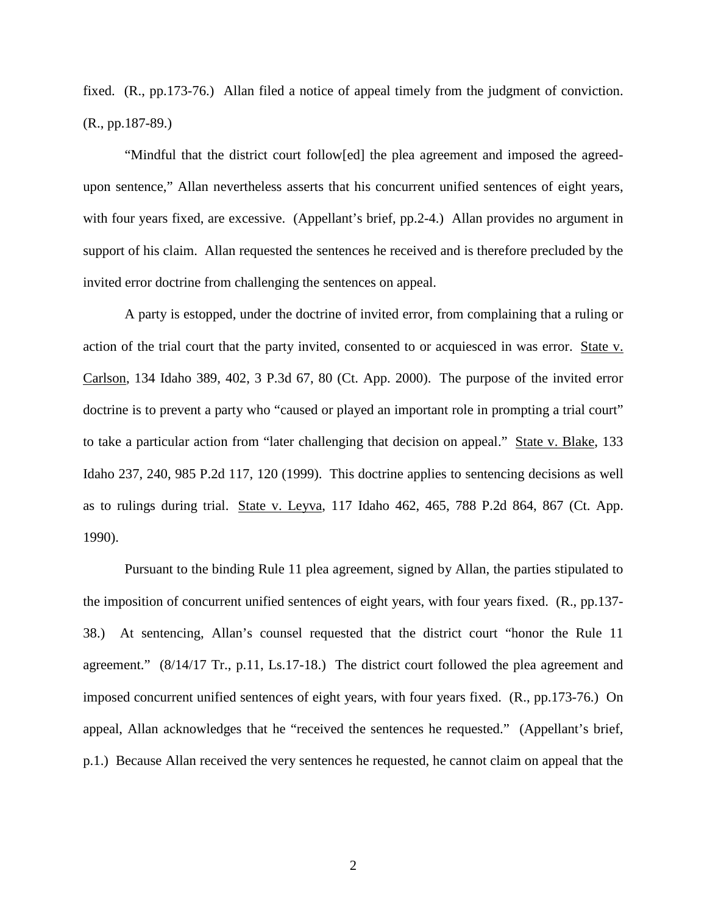fixed. (R., pp.173-76.) Allan filed a notice of appeal timely from the judgment of conviction. (R., pp.187-89.)

"Mindful that the district court follow[ed] the plea agreement and imposed the agreed-upon sentence," Allan nevertheless asserts that his concurrent unified sentences of eight years, with four years fixed, are excessive. (Appellant's brief, pp.2-4.) Allan provides no argument in support of his claim. Allan requested the sentences he received and is therefore precluded by the invited error doctrine from challenging the sentences on appeal.

A party is estopped, under the doctrine of invited error, from complaining that a ruling or action of the trial court that the party invited, consented to or acquiesced in was error. State v. Carlson, 134 Idaho 389, 402, 3 P.3d 67, 80 (Ct. App. 2000). The purpose of the invited error doctrine is to prevent a party who "caused or played an important role in prompting a trial court" to take a particular action from "later challenging that decision on appeal." State v. Blake, 133 Idaho 237, 240, 985 P.2d 117, 120 (1999). This doctrine applies to sentencing decisions as well as to rulings during trial. State v. Leyva, 117 Idaho 462, 465, 788 P.2d 864, 867 (Ct. App. 1990).

Pursuant to the binding Rule 11 plea agreement, signed by Allan, the parties stipulated to the imposition of concurrent unified sentences of eight years, with four years fixed. (R., pp.137-38.) At sentencing, Allan's counsel requested that the district court "honor the Rule 11 agreement." (8/14/17 Tr., p.11, Ls.17-18.) The district court followed the plea agreement and imposed concurrent unified sentences of eight years, with four years fixed. (R., pp.173-76.) On appeal, Allan acknowledges that he "received the sentences he requested." (Appellant's brief, p.1.) Because Allan received the very sentences he requested, he cannot claim on appeal that the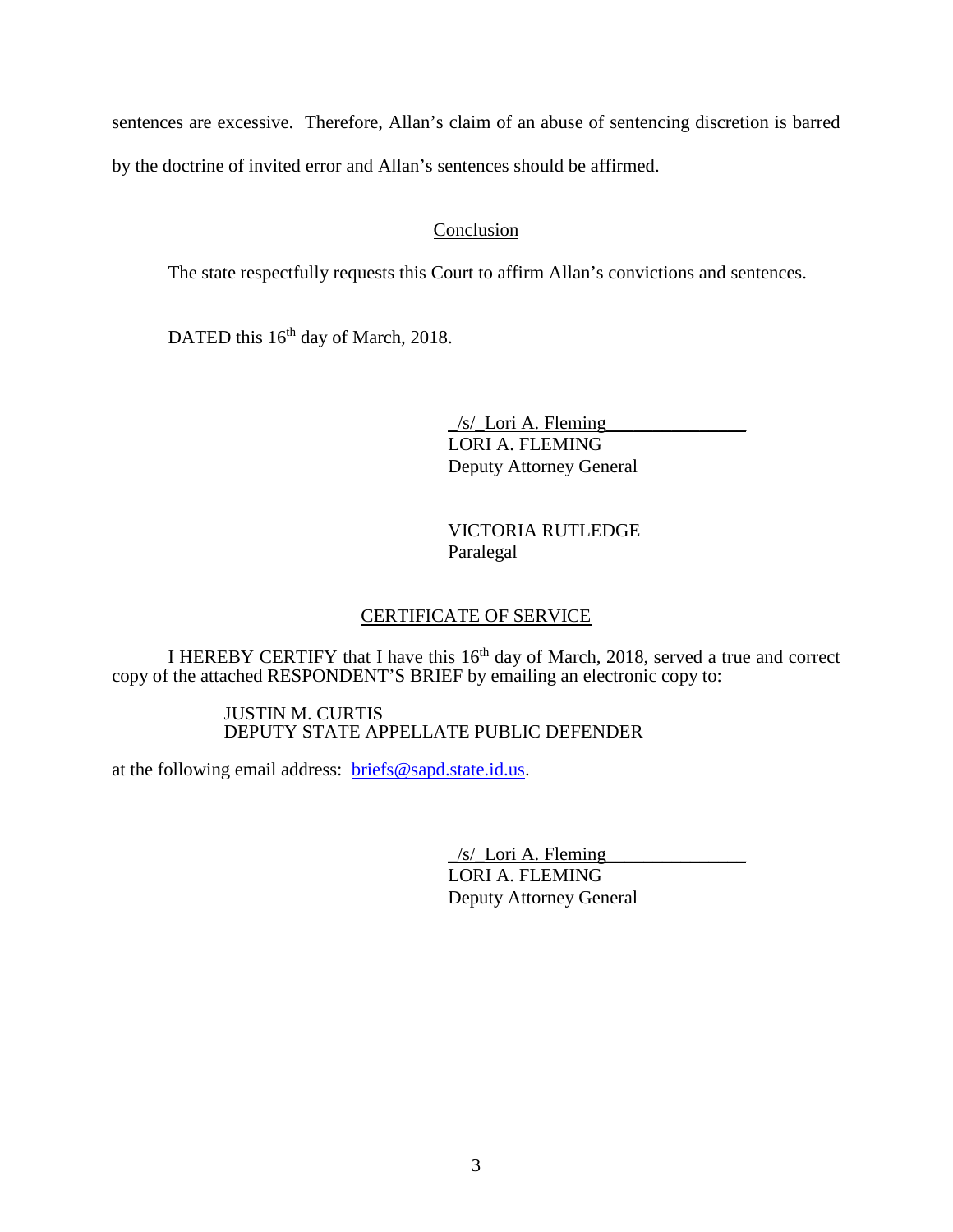sentences are excessive. Therefore, Allan's claim of an abuse of sentencing discretion is barred by the doctrine of invited error and Allan's sentences should be affirmed.

## Conclusion

The state respectfully requests this Court to affirm Allan's convictions and sentences.

DATED this 16th day of March, 2018.

_/s/_Lori A. Fleming_______________
LORI A. FLEMING
Deputy Attorney General

VICTORIA RUTLEDGE
Paralegal

## CERTIFICATE OF SERVICE

I HEREBY CERTIFY that I have this 16th day of March, 2018, served a true and correct copy of the attached RESPONDENT'S BRIEF by emailing an electronic copy to:

JUSTIN M. CURTIS
DEPUTY STATE APPELLATE PUBLIC DEFENDER

at the following email address: briefs@sapd.state.id.us.

_/s/_Lori A. Fleming_______________
LORI A. FLEMING
Deputy Attorney General